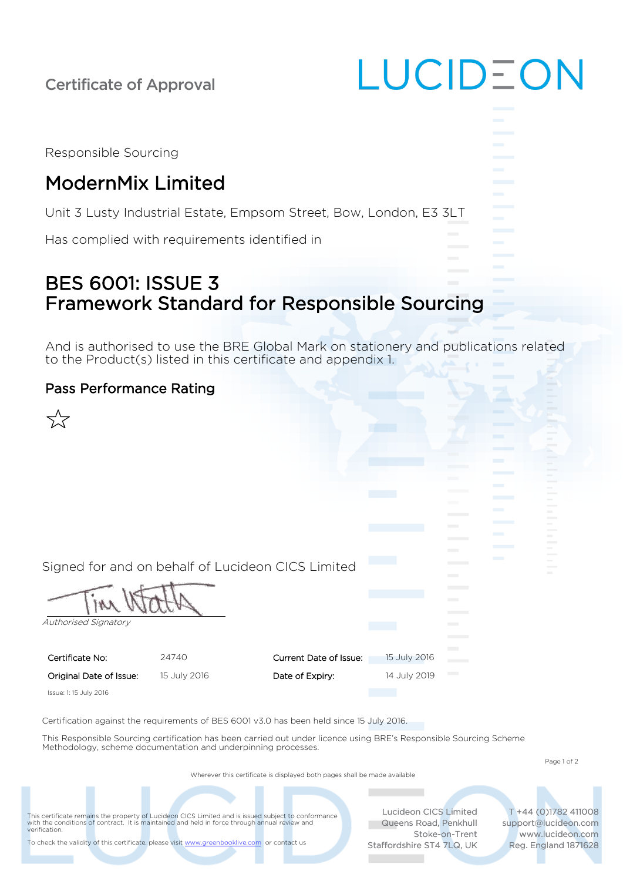Certificate of Approval

LUCIDEON

Responsible Sourcing

# ModernMix Limited

Unit 3 Lusty Industrial Estate, Empsom Street, Bow, London, E3 3LT

Has complied with requirements identified in

# BES 6001: ISSUE 3
# Framework Standard for Responsible Sourcing

And is authorised to use the BRE Global Mark on stationery and publications related to the Product(s) listed in this certificate and appendix 1.

## Pass Performance Rating

☆

Signed for and on behalf of Lucideon CICS Limited

*Authorised Signatory*

| | | | |
|---|---|---|---|
| Certificate No: | 24740 | Current Date of Issue: | 15 July 2016 |
| Original Date of Issue: | 15 July 2016 | Date of Expiry: | 14 July 2019 |

Issue: 1: 15 July 2016

Certification against the requirements of BES 6001 v3.0 has been held since 15 July 2016.

This Responsible Sourcing certification has been carried out under licence using BRE's Responsible Sourcing Scheme Methodology, scheme documentation and underpinning processes.

Wherever this certificate is displayed both pages shall be made available

This certificate remains the property of Lucideon CICS Limited and is issued subject to conformance with the conditions of contract. It is maintained and held in force through annual review and verification.

To check the validity of this certificate, please visit www.greenbooklive.com or contact us

Lucideon CICS Limited
Queens Road, Penkhull
Stoke-on-Trent
Staffordshire ST4 7LQ, UK

T +44 (0)1782 411008
support@lucideon.com
www.lucideon.com
Reg. England 1871628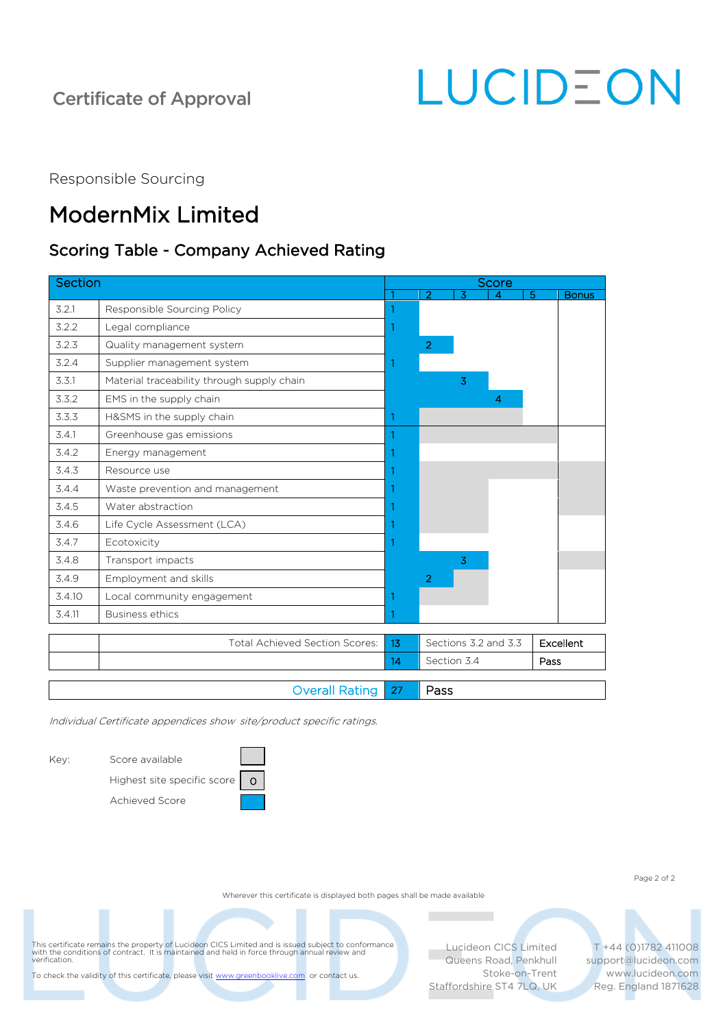Certificate of Approval

LUCIDEON

Responsible Sourcing

# ModernMix Limited

## Scoring Table - Company Achieved Rating

| Section | | Score | | | | | |
|---|---|---|---|---|---|---|---|
| | | 1 | 2 | 3 | 4 | 5 | Bonus |
| 3.2.1 | Responsible Sourcing Policy | 1 | | | | | |
| 3.2.2 | Legal compliance | 1 | | | | | |
| 3.2.3 | Quality management system | | 2 | | | | |
| 3.2.4 | Supplier management system | 1 | | | | | |
| 3.3.1 | Material traceability through supply chain | | | 3 | | | |
| 3.3.2 | EMS in the supply chain | | | | 4 | | |
| 3.3.3 | H&SMS in the supply chain | 1 | | | | | |
| 3.4.1 | Greenhouse gas emissions | 1 | | | | | |
| 3.4.2 | Energy management | 1 | | | | | |
| 3.4.3 | Resource use | 1 | | | | | |
| 3.4.4 | Waste prevention and management | 1 | | | | | |
| 3.4.5 | Water abstraction | 1 | | | | | |
| 3.4.6 | Life Cycle Assessment (LCA) | 1 | | | | | |
| 3.4.7 | Ecotoxicity | 1 | | | | | |
| 3.4.8 | Transport impacts | | | 3 | | | |
| 3.4.9 | Employment and skills | | 2 | | | | |
| 3.4.10 | Local community engagement | 1 | | | | | |
| 3.4.11 | Business ethics | 1 | | | | | |

| | | | | |
|---|---|---|---|---|
| | Total Achieved Section Scores: | 13 | Sections 3.2 and 3.3 | Excellent |
| | | 14 | Section 3.4 | Pass |

| | | |
|---|---|---|
| Overall Rating | 27 | Pass |

*Individual Certificate appendices show site/product specific ratings.*

Key:
- Score available
- Highest site specific score 0
- Achieved Score

Wherever this certificate is displayed both pages shall be made available

This certificate remains the property of Lucideon CICS Limited and is issued subject to conformance with the conditions of contract. It is maintained and held in force through annual review and verification.

To check the validity of this certificate, please visit www.greenbooklive.com or contact us.

Lucideon CICS Limited
Queens Road, Penkhull
Stoke-on-Trent
Staffordshire ST4 7LQ, UK

T +44 (0)1782 411008
support@lucideon.com
www.lucideon.com
Reg. England 1871628